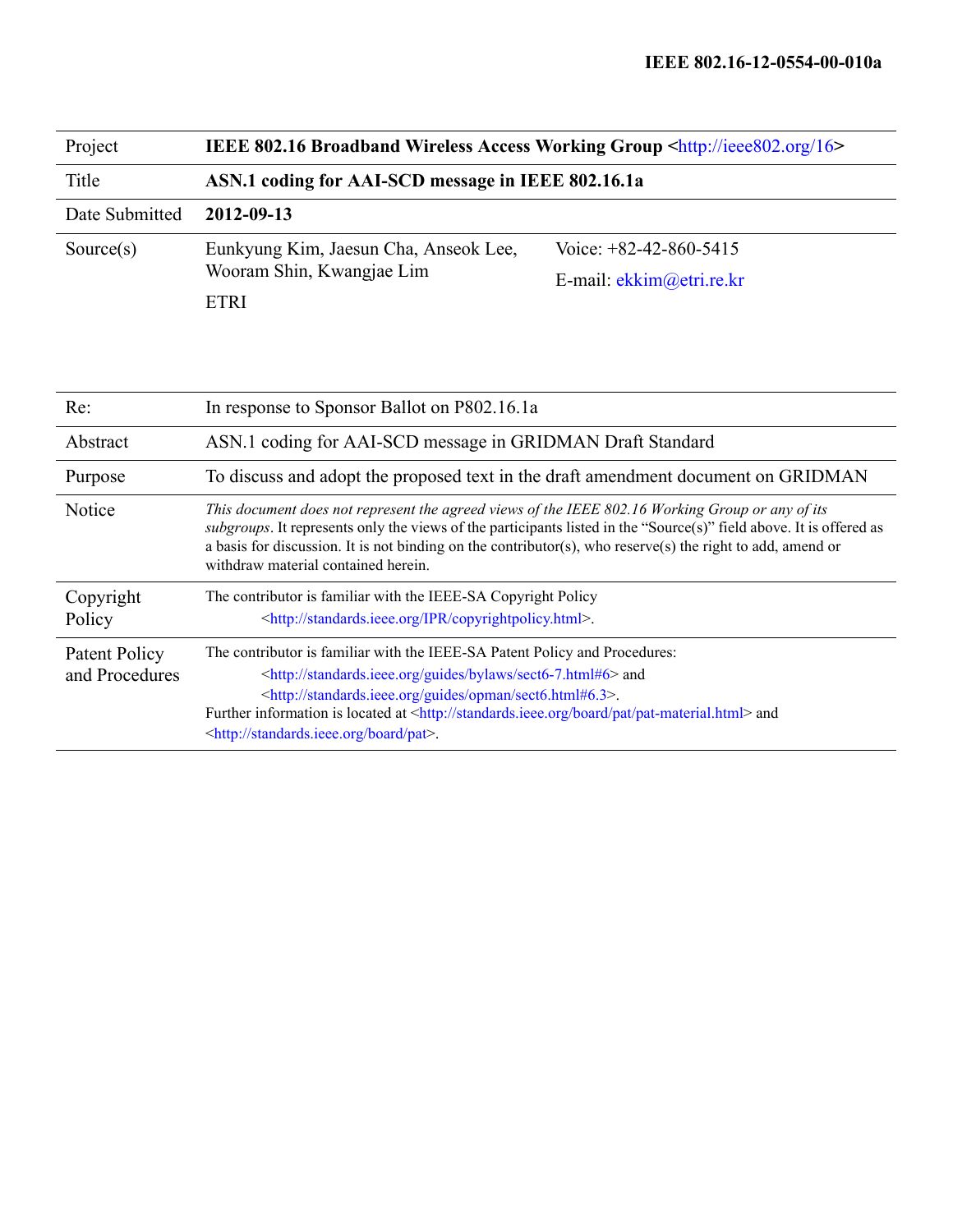**IEEE 802.16-12-0554-00-010a**

| Project | **IEEE 802.16 Broadband Wireless Access Working Group <http://ieee802.org/16>** |
|---|---|
| Title | **ASN.1 coding for AAI-SCD message in IEEE 802.16.1a** |
| Date Submitted | **2012-09-13** |
| Source(s) | Eunkyung Kim, Jaesun Cha, Anseok Lee, Wooram Shin, Kwangjae Lim<br><br>ETRI<br><br>Voice: +82-42-860-5415<br><br>E-mail: ekkim@etri.re.kr |
| Re: | In response to Sponsor Ballot on P802.16.1a |
| Abstract | ASN.1 coding for AAI-SCD message in GRIDMAN Draft Standard |
| Purpose | To discuss and adopt the proposed text in the draft amendment document on GRIDMAN |
| Notice | *This document does not represent the agreed views of the IEEE 802.16 Working Group or any of its subgroups*. It represents only the views of the participants listed in the "Source(s)" field above. It is offered as a basis for discussion. It is not binding on the contributor(s), who reserve(s) the right to add, amend or withdraw material contained herein. |
| Copyright Policy | The contributor is familiar with the IEEE-SA Copyright Policy <http://standards.ieee.org/IPR/copyrightpolicy.html>. |
| Patent Policy and Procedures | The contributor is familiar with the IEEE-SA Patent Policy and Procedures: <http://standards.ieee.org/guides/bylaws/sect6-7.html#6> and <http://standards.ieee.org/guides/opman/sect6.html#6.3>.<br>Further information is located at <http://standards.ieee.org/board/pat/pat-material.html> and <http://standards.ieee.org/board/pat>. |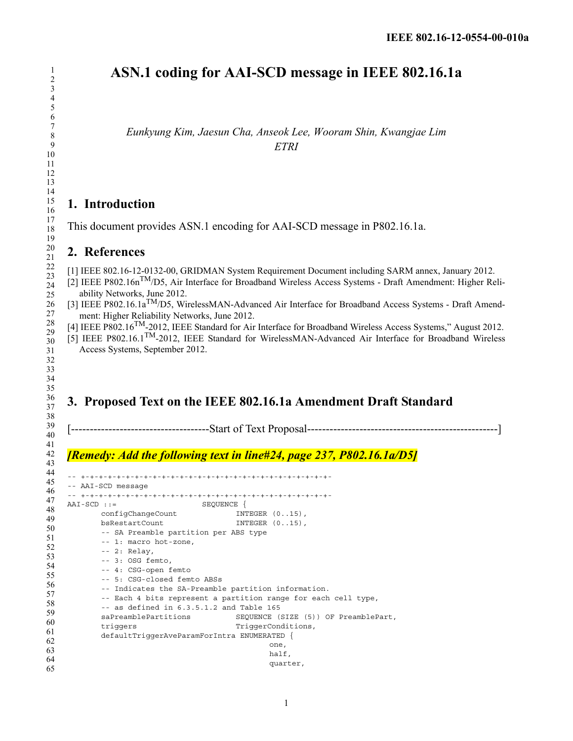# ASN.1 coding for AAI-SCD message in IEEE 802.16.1a

*Eunkyung Kim, Jaesun Cha, Anseok Lee, Wooram Shin, Kwangjae Lim*
*ETRI*

## 1. Introduction

This document provides ASN.1 encoding for AAI-SCD message in P802.16.1a.

## 2. References

[1] IEEE 802.16-12-0132-00, GRIDMAN System Requirement Document including SARM annex, January 2012.
[2] IEEE P802.16n™/D5, Air Interface for Broadband Wireless Access Systems - Draft Amendment: Higher Reliability Networks, June 2012.
[3] IEEE P802.16.1a™/D5, WirelessMAN-Advanced Air Interface for Broadband Access Systems - Draft Amendment: Higher Reliability Networks, June 2012.
[4] IEEE P802.16™-2012, IEEE Standard for Air Interface for Broadband Wireless Access Systems," August 2012.
[5] IEEE P802.16.1™-2012, IEEE Standard for WirelessMAN-Advanced Air Interface for Broadband Wireless Access Systems, September 2012.

## 3. Proposed Text on the IEEE 802.16.1a Amendment Draft Standard

[-------------------------------------Start of Text Proposal---------------------------------------------------]

***[Remedy: Add the following text in line#24, page 237, P802.16.1a/D5]***

```
-- +-+-+-+-+-+-+-+-+-+-+-+-+-+-+-+-+-+-+-+-+-+-+-+-+-+-+-+-+-+-
-- AAI-SCD message
-- +-+-+-+-+-+-+-+-+-+-+-+-+-+-+-+-+-+-+-+-+-+-+-+-+-+-+-+-+-+-
AAI-SCD ::=                   SEQUENCE {
      configChangeCount             INTEGER (0..15),
      bsRestartCount                INTEGER (0..15),
      -- SA Preamble partition per ABS type
      -- 1: macro hot-zone,
      -- 2: Relay,
      -- 3: OSG femto,
      -- 4: CSG-open femto
      -- 5: CSG-closed femto ABSs
      -- Indicates the SA-Preamble partition information.
      -- Each 4 bits represent a partition range for each cell type,
      -- as defined in 6.3.5.1.2 and Table 165
      saPreamblePartitions          SEQUENCE (SIZE (5)) OF PreamblePart,
      triggers                      TriggerConditions,
      defaultTriggerAveParamForIntra ENUMERATED {
                                          one,
                                          half,
                                          quarter,
```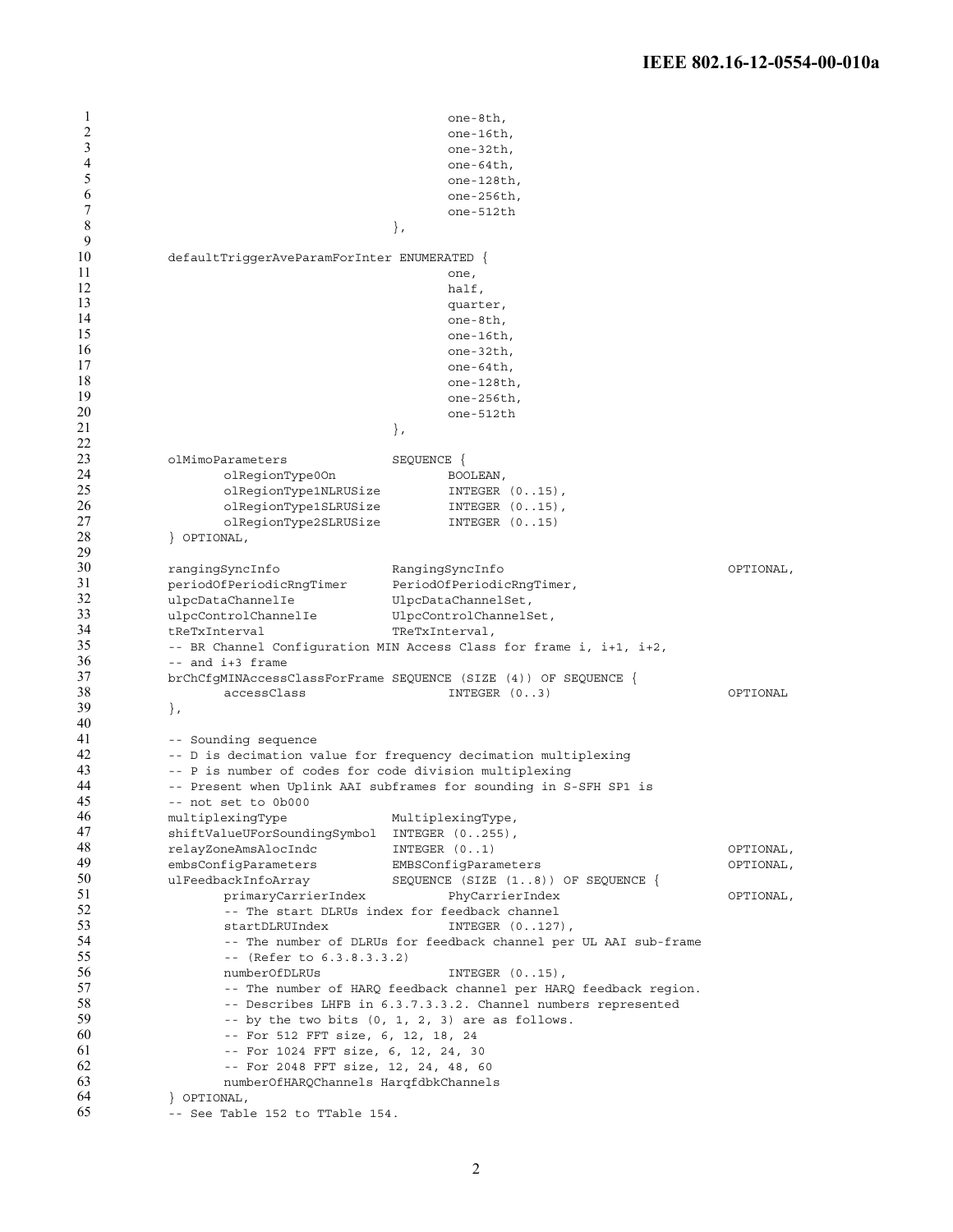```
                                        one-8th,
                                        one-16th,
                                        one-32th,
                                        one-64th,
                                        one-128th,
                                        one-256th,
                                        one-512th
                                    },

        defaultTriggerAveParamForInter ENUMERATED {
                                        one,
                                        half,
                                        quarter,
                                        one-8th,
                                        one-16th,
                                        one-32th,
                                        one-64th,
                                        one-128th,
                                        one-256th,
                                        one-512th
                                    },

        olMimoParameters            SEQUENCE {
            olRegionType0On             BOOLEAN,
            olRegionType1NLRUSize       INTEGER (0..15),
            olRegionType1SLRUSize       INTEGER (0..15),
            olRegionType2SLRUSize       INTEGER (0..15)
        } OPTIONAL,

        rangingSyncInfo             RangingSyncInfo                 OPTIONAL,
        periodOfPeriodicRngTimer    PeriodOfPeriodicRngTimer,
        ulpcDataChannelIe           UlpcDataChannelSet,
        ulpcControlChannelIe        UlpcControlChannelSet,
        tReTxInterval               TReTxInterval,
        -- BR Channel Configuration MIN Access Class for frame i, i+1, i+2,
        -- and i+3 frame
        brChCfgMINAccessClassForFrame SEQUENCE (SIZE (4)) OF SEQUENCE {
            accessClass                 INTEGER (0..3)              OPTIONAL
        },

        -- Sounding sequence
        -- D is decimation value for frequency decimation multiplexing
        -- P is number of codes for code division multiplexing
        -- Present when Uplink AAI subframes for sounding in S-SFH SP1 is
        -- not set to 0b000
        multiplexingType            MultiplexingType,
        shiftValueUForSoundingSymbol  INTEGER (0..255),
        relayZoneAmsAlocIndc        INTEGER (0..1)                  OPTIONAL,
        embsConfigParameters        EMBSConfigParameters            OPTIONAL,
        ulFeedbackInfoArray         SEQUENCE (SIZE (1..8)) OF SEQUENCE {
            primaryCarrierIndex         PhyCarrierIndex             OPTIONAL,
            -- The start DLRUs index for feedback channel
            startDLRUIndex              INTEGER (0..127),
            -- The number of DLRUs for feedback channel per UL AAI sub-frame
            -- (Refer to 6.3.8.3.3.2)
            numberOfDLRUs               INTEGER (0..15),
            -- The number of HARQ feedback channel per HARQ feedback region.
            -- Describes LHFB in 6.3.7.3.3.2. Channel numbers represented
            -- by the two bits (0, 1, 2, 3) are as follows.
            -- For 512 FFT size, 6, 12, 18, 24
            -- For 1024 FFT size, 6, 12, 24, 30
            -- For 2048 FFT size, 12, 24, 48, 60
            numberOfHARQChannels HarqfdbkChannels
        } OPTIONAL,
        -- See Table 152 to TTable 154.
```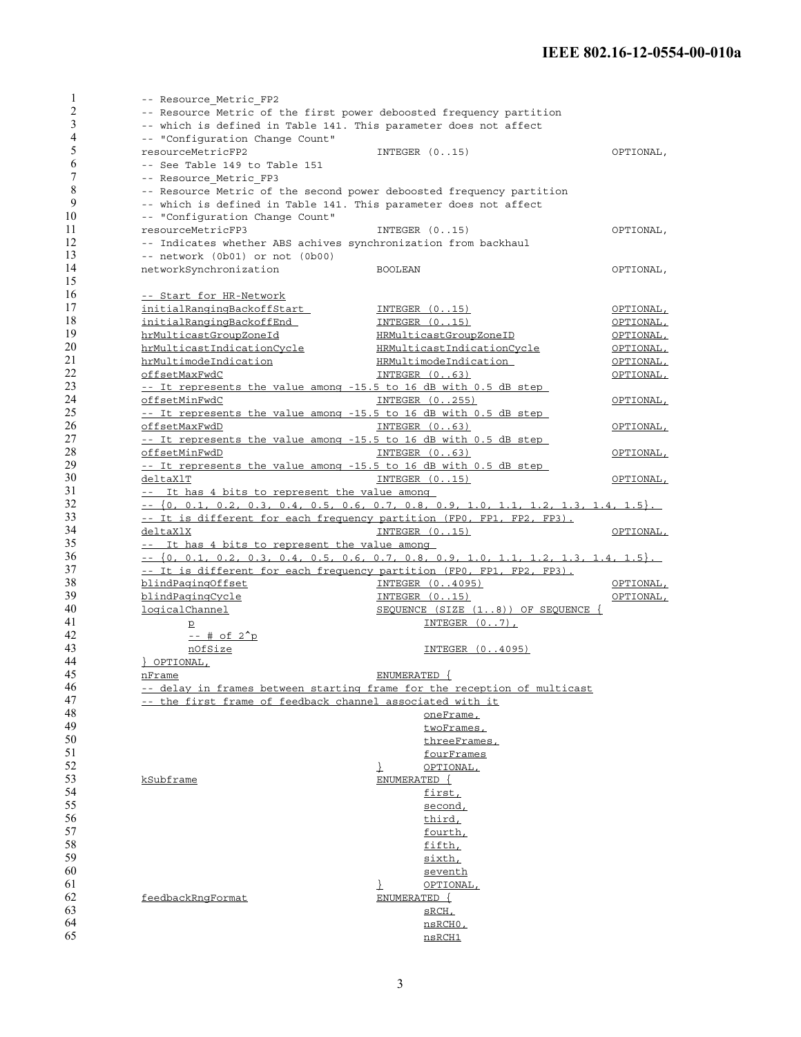```
-- Resource_Metric_FP2
-- Resource Metric of the first power deboosted frequency partition
-- which is defined in Table 141. This parameter does not affect
-- "Configuration Change Count"
resourceMetricFP2                    INTEGER (0..15)                    OPTIONAL,
-- See Table 149 to Table 151
-- Resource_Metric_FP3
-- Resource Metric of the second power deboosted frequency partition
-- which is defined in Table 141. This parameter does not affect
-- "Configuration Change Count"
resourceMetricFP3                    INTEGER (0..15)                    OPTIONAL,
-- Indicates whether ABS achives synchronization from backhaul
-- network (0b01) or not (0b00)
networkSynchronization               BOOLEAN                            OPTIONAL,

-- Start for HR-Network
initialRangingBackoffStart           INTEGER (0..15)                    OPTIONAL,
initialRangingBackoffEnd             INTEGER (0..15)                    OPTIONAL,
hrMulticastGroupZoneId               HRMulticastGroupZoneID             OPTIONAL,
hrMulticastIndicationCycle           HRMulticastIndicationCycle         OPTIONAL,
hrMultimodeIndication                HRMultimodeIndication              OPTIONAL,
offsetMaxFwdC                        INTEGER (0..63)                    OPTIONAL,
-- It represents the value among -15.5 to 16 dB with 0.5 dB step
offsetMinFwdC                        INTEGER (0..255)                   OPTIONAL,
-- It represents the value among -15.5 to 16 dB with 0.5 dB step
offsetMaxFwdD                        INTEGER (0..63)                    OPTIONAL,
-- It represents the value among -15.5 to 16 dB with 0.5 dB step
offsetMinFwdD                        INTEGER (0..63)                    OPTIONAL,
-- It represents the value among -15.5 to 16 dB with 0.5 dB step
deltaXlT                             INTEGER (0..15)                    OPTIONAL,
-- It has 4 bits to represent the value among
-- {0, 0.1, 0.2, 0.3, 0.4, 0.5, 0.6, 0.7, 0.8, 0.9, 1.0, 1.1, 1.2, 1.3, 1.4, 1.5}.
-- It is different for each frequency partition (FP0, FP1, FP2, FP3).
deltaXlX                             INTEGER (0..15)                    OPTIONAL,
-- It has 4 bits to represent the value among
-- {0, 0.1, 0.2, 0.3, 0.4, 0.5, 0.6, 0.7, 0.8, 0.9, 1.0, 1.1, 1.2, 1.3, 1.4, 1.5}.
-- It is different for each frequency partition (FP0, FP1, FP2, FP3).
blindPagingOffset                    INTEGER (0..4095)                  OPTIONAL,
blindPagingCycle                     INTEGER (0..15)                    OPTIONAL,
logicalChannel                       SEQUENCE (SIZE (1..8)) OF SEQUENCE {
        p                                    INTEGER (0..7),
        -- # of 2^p
        nOfSize                              INTEGER (0..4095)
} OPTIONAL,
nFrame                               ENUMERATED {
-- delay in frames between starting frame for the reception of multicast
-- the first frame of feedback channel associated with it
                                             oneFrame,
                                             twoFrames,
                                             threeFrames,
                                             fourFrames
                                     }       OPTIONAL,
kSubframe                            ENUMERATED {
                                             first,
                                             second,
                                             third,
                                             fourth,
                                             fifth,
                                             sixth,
                                             seventh
                                     }       OPTIONAL,
feedbackRngFormat                    ENUMERATED {
                                             sRCH,
                                             nsRCH0,
                                             nsRCH1
```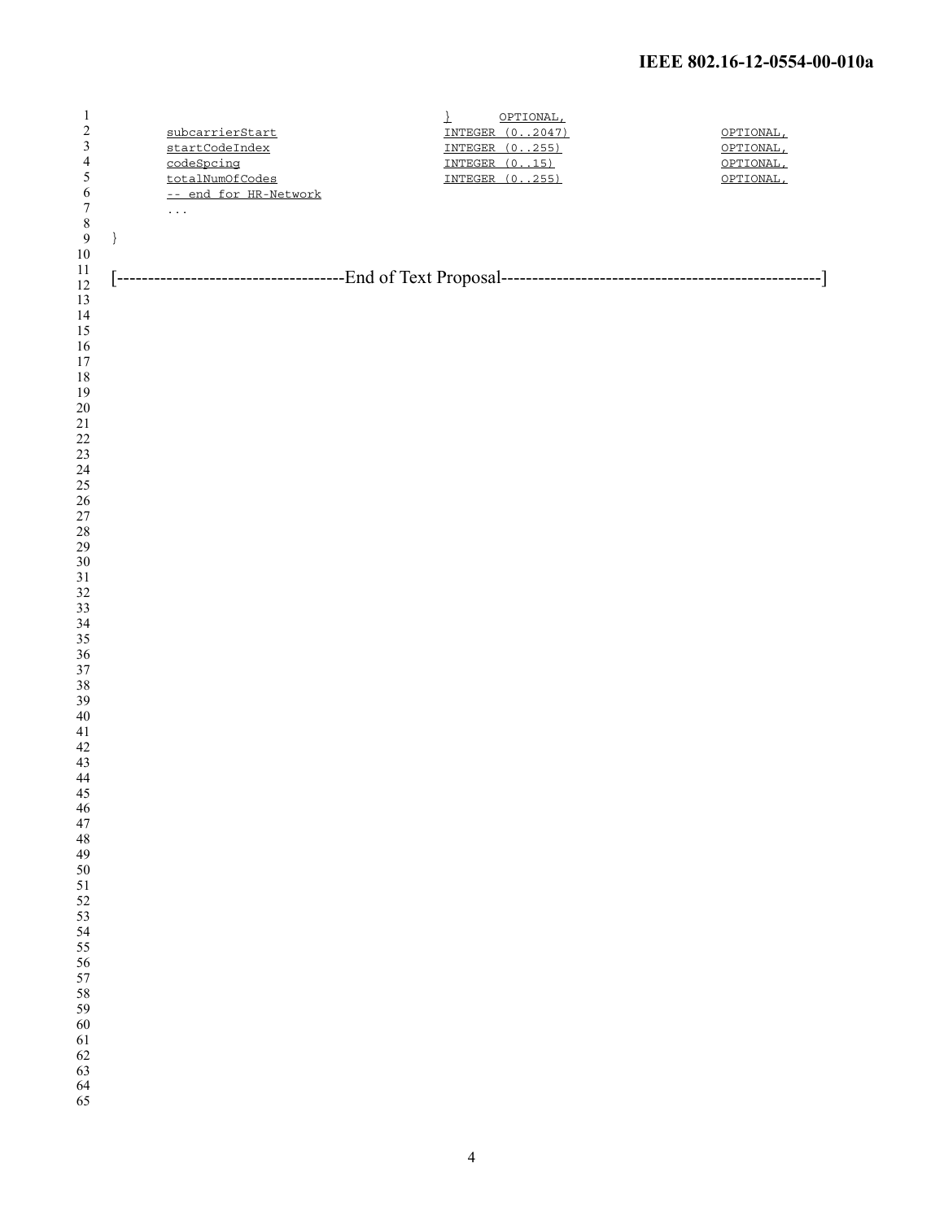```
        }        OPTIONAL,
    subcarrierStart        INTEGER (0..2047)        OPTIONAL,
    startCodeIndex         INTEGER (0..255)         OPTIONAL,
    codeSpcing             INTEGER (0..15)          OPTIONAL,
    totalNumOfCodes        INTEGER (0..255)         OPTIONAL,
    -- end for HR-Network
    ...

}
```

[------------------------------------End of Text Proposal---------------------------------------------------]